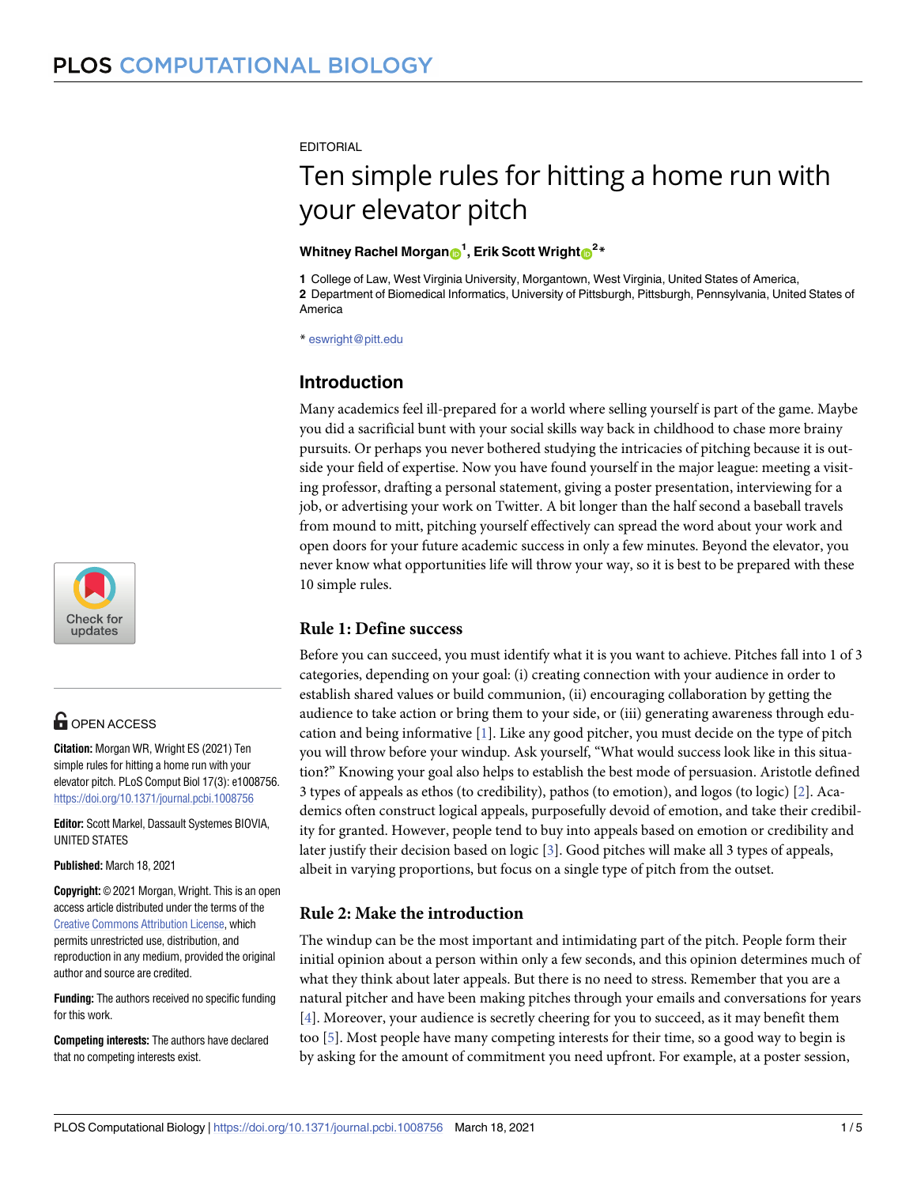EDITORIAL

# Ten simple rules for hitting a home run with your elevator pitch

**Whitney Rachel Morgan**[1], **Erik Scott Wright**[2]*

**1** College of Law, West Virginia University, Morgantown, West Virginia, United States of America,
**2** Department of Biomedical Informatics, University of Pittsburgh, Pittsburgh, Pennsylvania, United States of America

* eswright@pitt.edu

OPEN ACCESS

**Citation:** Morgan WR, Wright ES (2021) Ten simple rules for hitting a home run with your elevator pitch. PLoS Comput Biol 17(3): e1008756. https://doi.org/10.1371/journal.pcbi.1008756

**Editor:** Scott Markel, Dassault Systemes BIOVIA, UNITED STATES

**Published:** March 18, 2021

**Copyright:** © 2021 Morgan, Wright. This is an open access article distributed under the terms of the Creative Commons Attribution License, which permits unrestricted use, distribution, and reproduction in any medium, provided the original author and source are credited.

**Funding:** The authors received no specific funding for this work.

**Competing interests:** The authors have declared that no competing interests exist.

## Introduction

Many academics feel ill-prepared for a world where selling yourself is part of the game. Maybe you did a sacrificial bunt with your social skills way back in childhood to chase more brainy pursuits. Or perhaps you never bothered studying the intricacies of pitching because it is outside your field of expertise. Now you have found yourself in the major league: meeting a visiting professor, drafting a personal statement, giving a poster presentation, interviewing for a job, or advertising your work on Twitter. A bit longer than the half second a baseball travels from mound to mitt, pitching yourself effectively can spread the word about your work and open doors for your future academic success in only a few minutes. Beyond the elevator, you never know what opportunities life will throw your way, so it is best to be prepared with these 10 simple rules.

## Rule 1: Define success

Before you can succeed, you must identify what it is you want to achieve. Pitches fall into 1 of 3 categories, depending on your goal: (i) creating connection with your audience in order to establish shared values or build communion, (ii) encouraging collaboration by getting the audience to take action or bring them to your side, or (iii) generating awareness through education and being informative [1]. Like any good pitcher, you must decide on the type of pitch you will throw before your windup. Ask yourself, "What would success look like in this situation?" Knowing your goal also helps to establish the best mode of persuasion. Aristotle defined 3 types of appeals as ethos (to credibility), pathos (to emotion), and logos (to logic) [2]. Academics often construct logical appeals, purposefully devoid of emotion, and take their credibility for granted. However, people tend to buy into appeals based on emotion or credibility and later justify their decision based on logic [3]. Good pitches will make all 3 types of appeals, albeit in varying proportions, but focus on a single type of pitch from the outset.

## Rule 2: Make the introduction

The windup can be the most important and intimidating part of the pitch. People form their initial opinion about a person within only a few seconds, and this opinion determines much of what they think about later appeals. But there is no need to stress. Remember that you are a natural pitcher and have been making pitches through your emails and conversations for years [4]. Moreover, your audience is secretly cheering for you to succeed, as it may benefit them too [5]. Most people have many competing interests for their time, so a good way to begin is by asking for the amount of commitment you need upfront. For example, at a poster session,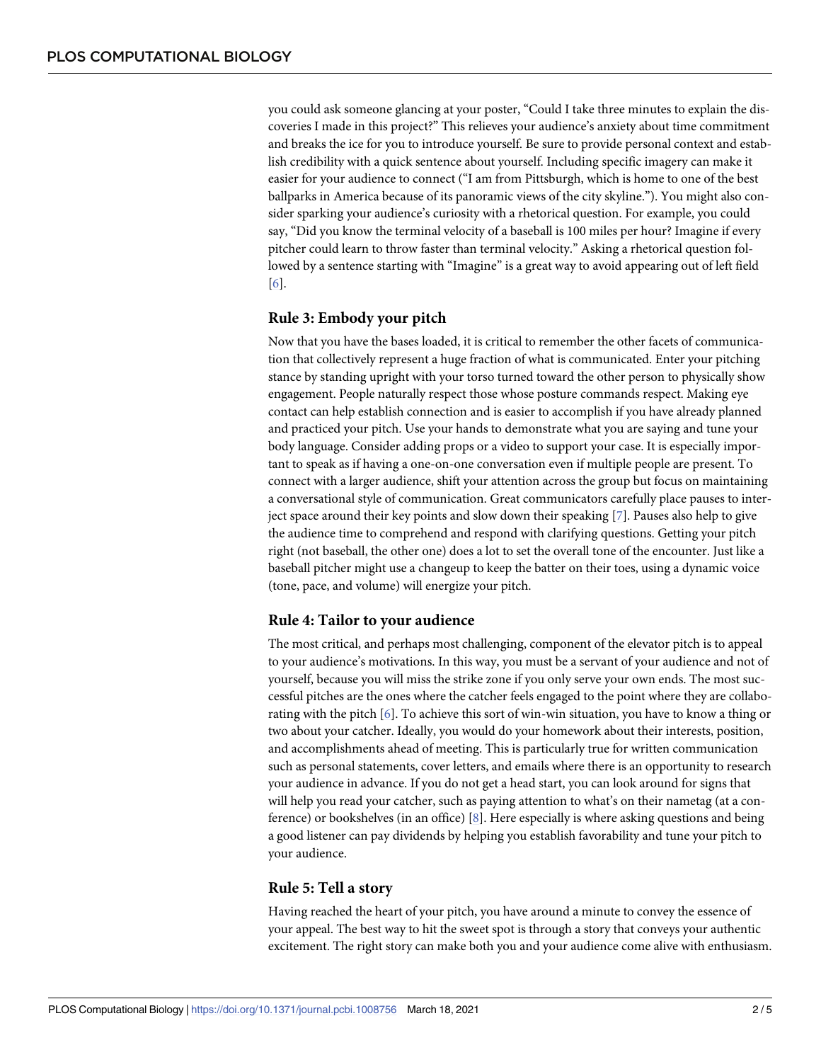you could ask someone glancing at your poster, "Could I take three minutes to explain the discoveries I made in this project?" This relieves your audience's anxiety about time commitment and breaks the ice for you to introduce yourself. Be sure to provide personal context and establish credibility with a quick sentence about yourself. Including specific imagery can make it easier for your audience to connect ("I am from Pittsburgh, which is home to one of the best ballparks in America because of its panoramic views of the city skyline."). You might also consider sparking your audience's curiosity with a rhetorical question. For example, you could say, "Did you know the terminal velocity of a baseball is 100 miles per hour? Imagine if every pitcher could learn to throw faster than terminal velocity." Asking a rhetorical question followed by a sentence starting with "Imagine" is a great way to avoid appearing out of left field [6].

## Rule 3: Embody your pitch

Now that you have the bases loaded, it is critical to remember the other facets of communication that collectively represent a huge fraction of what is communicated. Enter your pitching stance by standing upright with your torso turned toward the other person to physically show engagement. People naturally respect those whose posture commands respect. Making eye contact can help establish connection and is easier to accomplish if you have already planned and practiced your pitch. Use your hands to demonstrate what you are saying and tune your body language. Consider adding props or a video to support your case. It is especially important to speak as if having a one-on-one conversation even if multiple people are present. To connect with a larger audience, shift your attention across the group but focus on maintaining a conversational style of communication. Great communicators carefully place pauses to interject space around their key points and slow down their speaking [7]. Pauses also help to give the audience time to comprehend and respond with clarifying questions. Getting your pitch right (not baseball, the other one) does a lot to set the overall tone of the encounter. Just like a baseball pitcher might use a changeup to keep the batter on their toes, using a dynamic voice (tone, pace, and volume) will energize your pitch.

## Rule 4: Tailor to your audience

The most critical, and perhaps most challenging, component of the elevator pitch is to appeal to your audience's motivations. In this way, you must be a servant of your audience and not of yourself, because you will miss the strike zone if you only serve your own ends. The most successful pitches are the ones where the catcher feels engaged to the point where they are collaborating with the pitch [6]. To achieve this sort of win-win situation, you have to know a thing or two about your catcher. Ideally, you would do your homework about their interests, position, and accomplishments ahead of meeting. This is particularly true for written communication such as personal statements, cover letters, and emails where there is an opportunity to research your audience in advance. If you do not get a head start, you can look around for signs that will help you read your catcher, such as paying attention to what's on their nametag (at a conference) or bookshelves (in an office) [8]. Here especially is where asking questions and being a good listener can pay dividends by helping you establish favorability and tune your pitch to your audience.

## Rule 5: Tell a story

Having reached the heart of your pitch, you have around a minute to convey the essence of your appeal. The best way to hit the sweet spot is through a story that conveys your authentic excitement. The right story can make both you and your audience come alive with enthusiasm.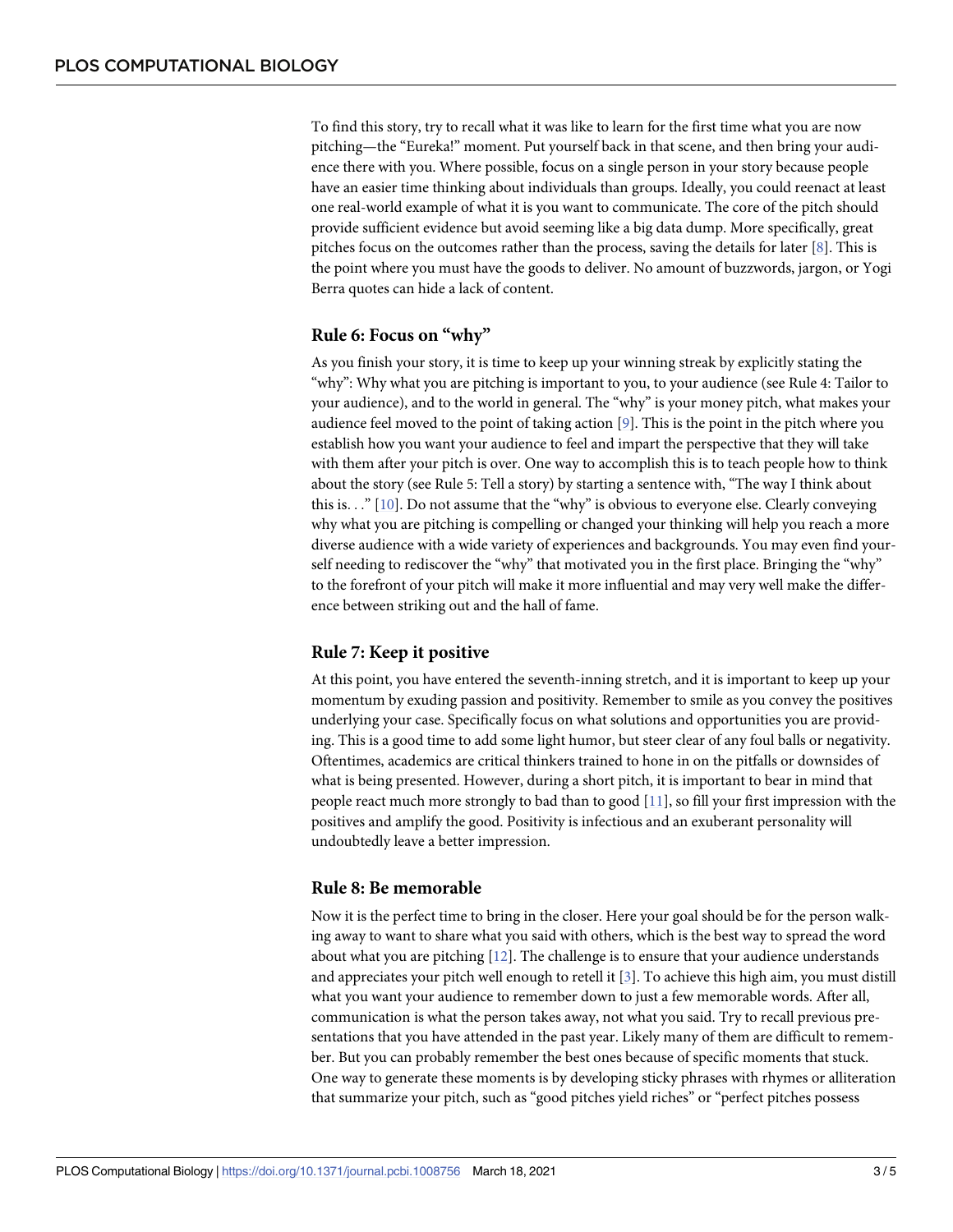To find this story, try to recall what it was like to learn for the first time what you are now pitching—the "Eureka!" moment. Put yourself back in that scene, and then bring your audience there with you. Where possible, focus on a single person in your story because people have an easier time thinking about individuals than groups. Ideally, you could reenact at least one real-world example of what it is you want to communicate. The core of the pitch should provide sufficient evidence but avoid seeming like a big data dump. More specifically, great pitches focus on the outcomes rather than the process, saving the details for later [8]. This is the point where you must have the goods to deliver. No amount of buzzwords, jargon, or Yogi Berra quotes can hide a lack of content.

## Rule 6: Focus on "why"

As you finish your story, it is time to keep up your winning streak by explicitly stating the "why": Why what you are pitching is important to you, to your audience (see Rule 4: Tailor to your audience), and to the world in general. The "why" is your money pitch, what makes your audience feel moved to the point of taking action [9]. This is the point in the pitch where you establish how you want your audience to feel and impart the perspective that they will take with them after your pitch is over. One way to accomplish this is to teach people how to think about the story (see Rule 5: Tell a story) by starting a sentence with, "The way I think about this is. . ." [10]. Do not assume that the "why" is obvious to everyone else. Clearly conveying why what you are pitching is compelling or changed your thinking will help you reach a more diverse audience with a wide variety of experiences and backgrounds. You may even find yourself needing to rediscover the "why" that motivated you in the first place. Bringing the "why" to the forefront of your pitch will make it more influential and may very well make the difference between striking out and the hall of fame.

## Rule 7: Keep it positive

At this point, you have entered the seventh-inning stretch, and it is important to keep up your momentum by exuding passion and positivity. Remember to smile as you convey the positives underlying your case. Specifically focus on what solutions and opportunities you are providing. This is a good time to add some light humor, but steer clear of any foul balls or negativity. Oftentimes, academics are critical thinkers trained to hone in on the pitfalls or downsides of what is being presented. However, during a short pitch, it is important to bear in mind that people react much more strongly to bad than to good [11], so fill your first impression with the positives and amplify the good. Positivity is infectious and an exuberant personality will undoubtedly leave a better impression.

## Rule 8: Be memorable

Now it is the perfect time to bring in the closer. Here your goal should be for the person walking away to want to share what you said with others, which is the best way to spread the word about what you are pitching [12]. The challenge is to ensure that your audience understands and appreciates your pitch well enough to retell it [3]. To achieve this high aim, you must distill what you want your audience to remember down to just a few memorable words. After all, communication is what the person takes away, not what you said. Try to recall previous presentations that you have attended in the past year. Likely many of them are difficult to remember. But you can probably remember the best ones because of specific moments that stuck. One way to generate these moments is by developing sticky phrases with rhymes or alliteration that summarize your pitch, such as "good pitches yield riches" or "perfect pitches possess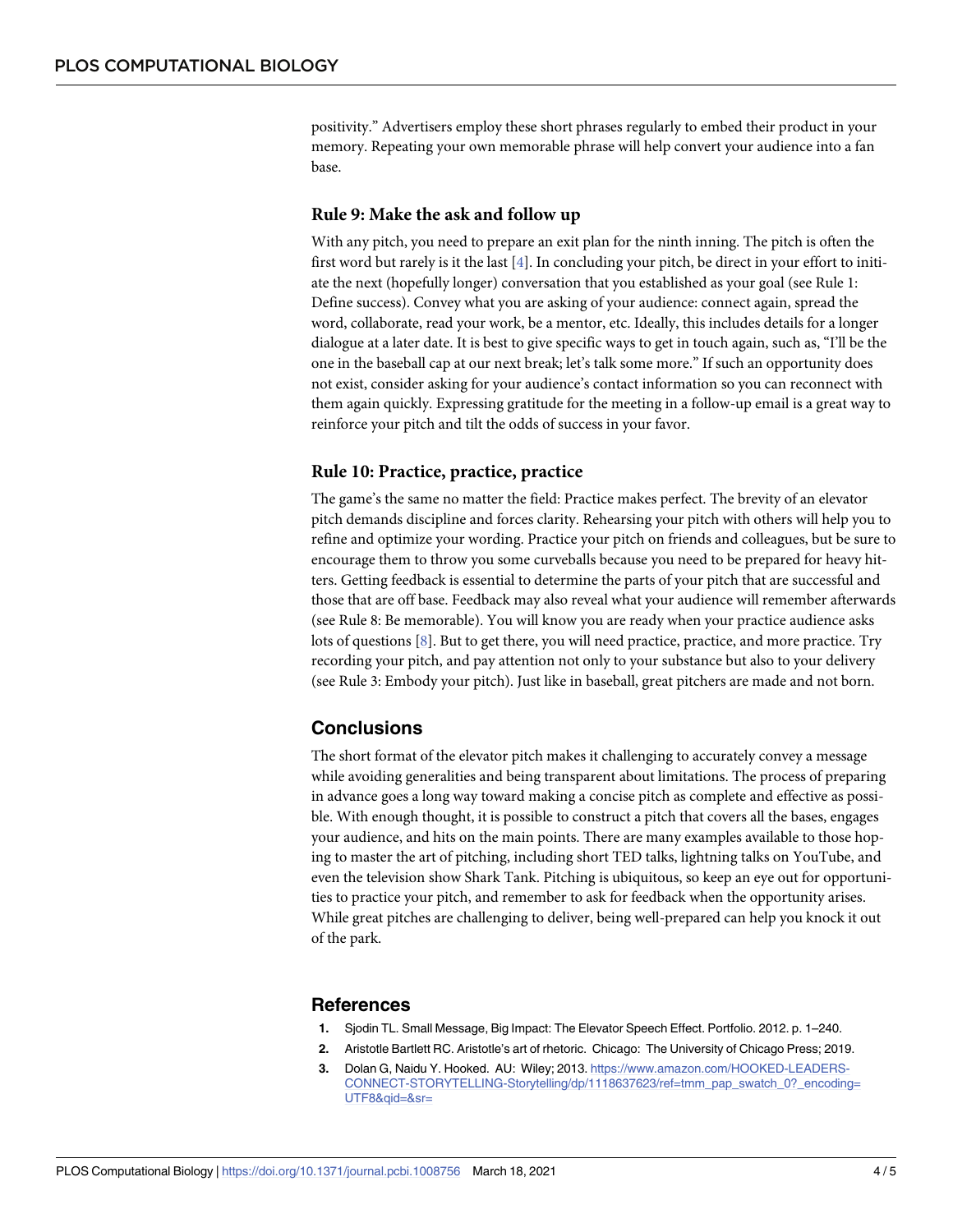positivity." Advertisers employ these short phrases regularly to embed their product in your memory. Repeating your own memorable phrase will help convert your audience into a fan base.

## Rule 9: Make the ask and follow up

With any pitch, you need to prepare an exit plan for the ninth inning. The pitch is often the first word but rarely is it the last [4]. In concluding your pitch, be direct in your effort to initiate the next (hopefully longer) conversation that you established as your goal (see Rule 1: Define success). Convey what you are asking of your audience: connect again, spread the word, collaborate, read your work, be a mentor, etc. Ideally, this includes details for a longer dialogue at a later date. It is best to give specific ways to get in touch again, such as, "I'll be the one in the baseball cap at our next break; let's talk some more." If such an opportunity does not exist, consider asking for your audience's contact information so you can reconnect with them again quickly. Expressing gratitude for the meeting in a follow-up email is a great way to reinforce your pitch and tilt the odds of success in your favor.

## Rule 10: Practice, practice, practice

The game's the same no matter the field: Practice makes perfect. The brevity of an elevator pitch demands discipline and forces clarity. Rehearsing your pitch with others will help you to refine and optimize your wording. Practice your pitch on friends and colleagues, but be sure to encourage them to throw you some curveballs because you need to be prepared for heavy hitters. Getting feedback is essential to determine the parts of your pitch that are successful and those that are off base. Feedback may also reveal what your audience will remember afterwards (see Rule 8: Be memorable). You will know you are ready when your practice audience asks lots of questions [8]. But to get there, you will need practice, practice, and more practice. Try recording your pitch, and pay attention not only to your substance but also to your delivery (see Rule 3: Embody your pitch). Just like in baseball, great pitchers are made and not born.

## Conclusions

The short format of the elevator pitch makes it challenging to accurately convey a message while avoiding generalities and being transparent about limitations. The process of preparing in advance goes a long way toward making a concise pitch as complete and effective as possible. With enough thought, it is possible to construct a pitch that covers all the bases, engages your audience, and hits on the main points. There are many examples available to those hoping to master the art of pitching, including short TED talks, lightning talks on YouTube, and even the television show Shark Tank. Pitching is ubiquitous, so keep an eye out for opportunities to practice your pitch, and remember to ask for feedback when the opportunity arises. While great pitches are challenging to deliver, being well-prepared can help you knock it out of the park.

## References

1. Sjodin TL. Small Message, Big Impact: The Elevator Speech Effect. Portfolio. 2012. p. 1–240.
2. Aristotle Bartlett RC. Aristotle's art of rhetoric. Chicago: The University of Chicago Press; 2019.
3. Dolan G, Naidu Y. Hooked. AU: Wiley; 2013. https://www.amazon.com/HOOKED-LEADERS-CONNECT-STORYTELLING-Storytelling/dp/1118637623/ref=tmm_pap_swatch_0?_encoding=UTF8&qid=&sr=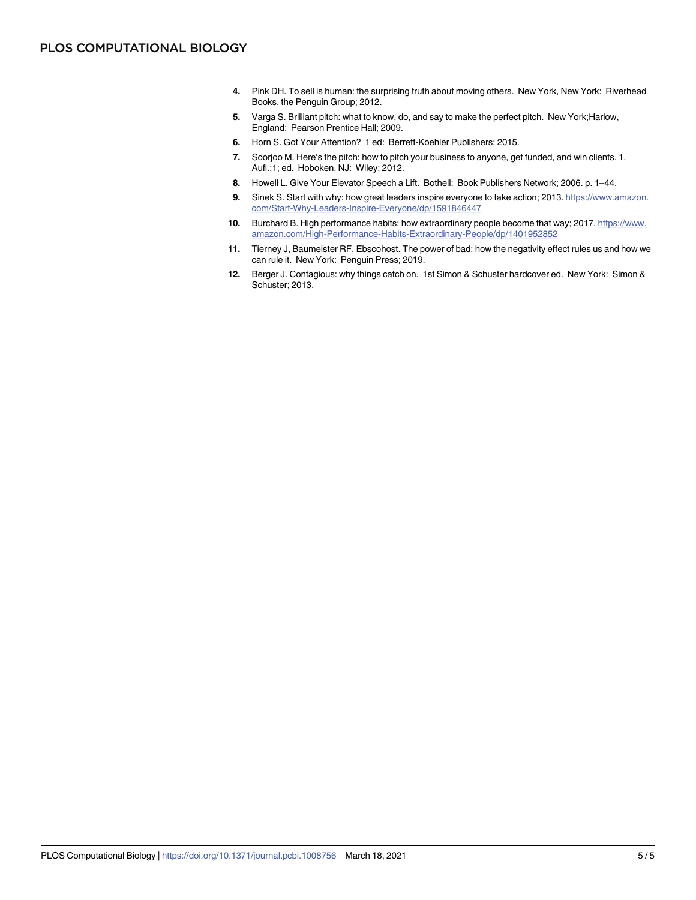4. Pink DH. To sell is human: the surprising truth about moving others. New York, New York: Riverhead Books, the Penguin Group; 2012.
5. Varga S. Brilliant pitch: what to know, do, and say to make the perfect pitch. New York;Harlow, England: Pearson Prentice Hall; 2009.
6. Horn S. Got Your Attention? 1 ed: Berrett-Koehler Publishers; 2015.
7. Soorjoo M. Here's the pitch: how to pitch your business to anyone, get funded, and win clients. 1. Aufl.;1; ed. Hoboken, NJ: Wiley; 2012.
8. Howell L. Give Your Elevator Speech a Lift. Bothell: Book Publishers Network; 2006. p. 1–44.
9. Sinek S. Start with why: how great leaders inspire everyone to take action; 2013. https://www.amazon.com/Start-Why-Leaders-Inspire-Everyone/dp/1591846447
10. Burchard B. High performance habits: how extraordinary people become that way; 2017. https://www.amazon.com/High-Performance-Habits-Extraordinary-People/dp/1401952852
11. Tierney J, Baumeister RF, Ebscohost. The power of bad: how the negativity effect rules us and how we can rule it. New York: Penguin Press; 2019.
12. Berger J. Contagious: why things catch on. 1st Simon & Schuster hardcover ed. New York: Simon & Schuster; 2013.